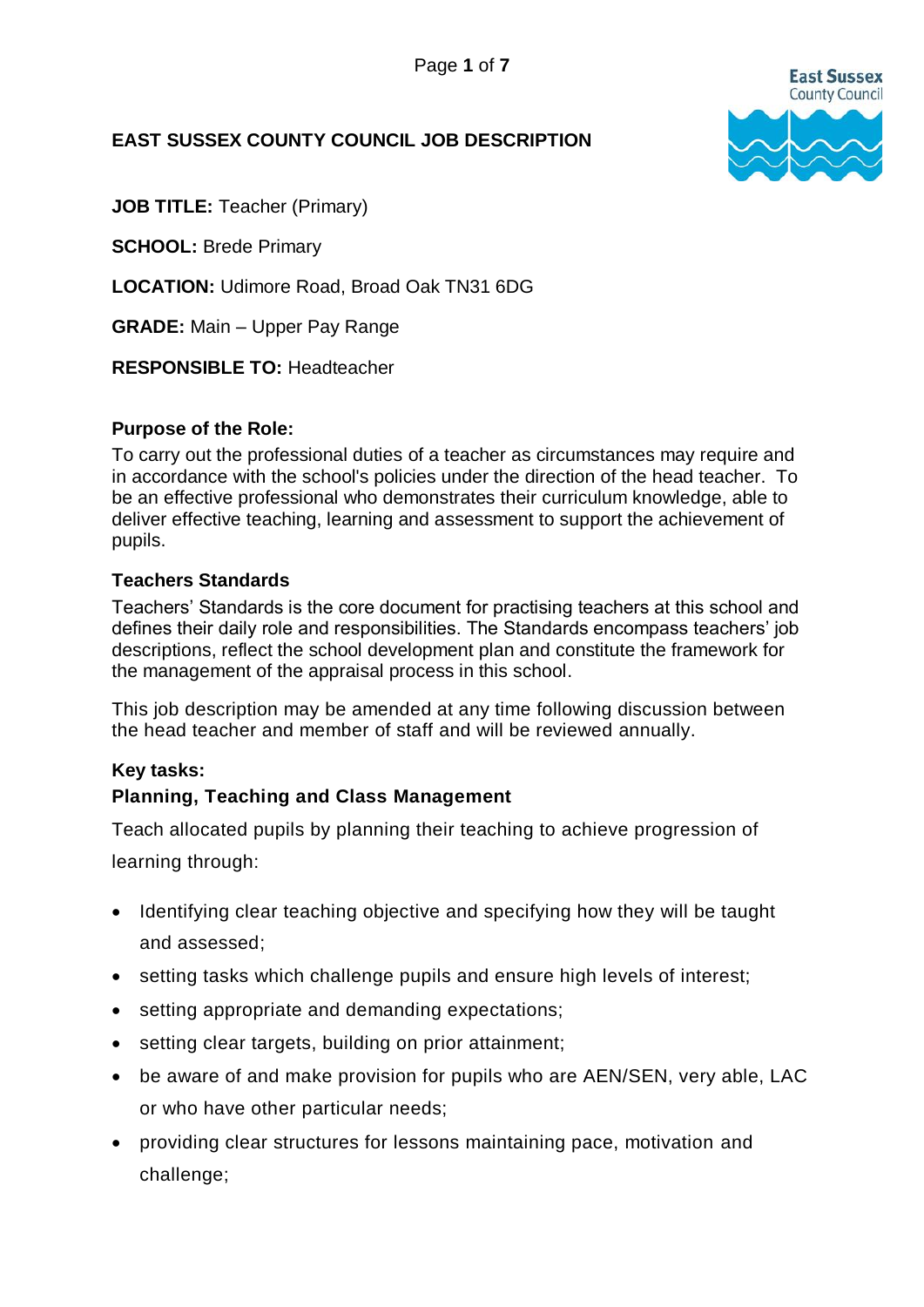# EAST SUSSEX COUNTY COUNCIL JOB DESCRIPTION

**JOB TITLE:** Teacher (Primary)

**SCHOOL:** Brede Primary

**LOCATION:** Udimore Road, Broad Oak TN31 6DG

**GRADE:** Main – Upper Pay Range

**RESPONSIBLE TO:** Headteacher

### Purpose of the Role:

To carry out the professional duties of a teacher as circumstances may require and in accordance with the school's policies under the direction of the head teacher. To be an effective professional who demonstrates their curriculum knowledge, able to deliver effective teaching, learning and assessment to support the achievement of pupils.

### Teachers Standards

Teachers' Standards is the core document for practising teachers at this school and defines their daily role and responsibilities. The Standards encompass teachers' job descriptions, reflect the school development plan and constitute the framework for the management of the appraisal process in this school.

This job description may be amended at any time following discussion between the head teacher and member of staff and will be reviewed annually.

### Key tasks:

#### Planning, Teaching and Class Management

Teach allocated pupils by planning their teaching to achieve progression of learning through:

- Identifying clear teaching objective and specifying how they will be taught and assessed;
- setting tasks which challenge pupils and ensure high levels of interest;
- setting appropriate and demanding expectations;
- setting clear targets, building on prior attainment;
- be aware of and make provision for pupils who are AEN/SEN, very able, LAC or who have other particular needs;
- providing clear structures for lessons maintaining pace, motivation and challenge;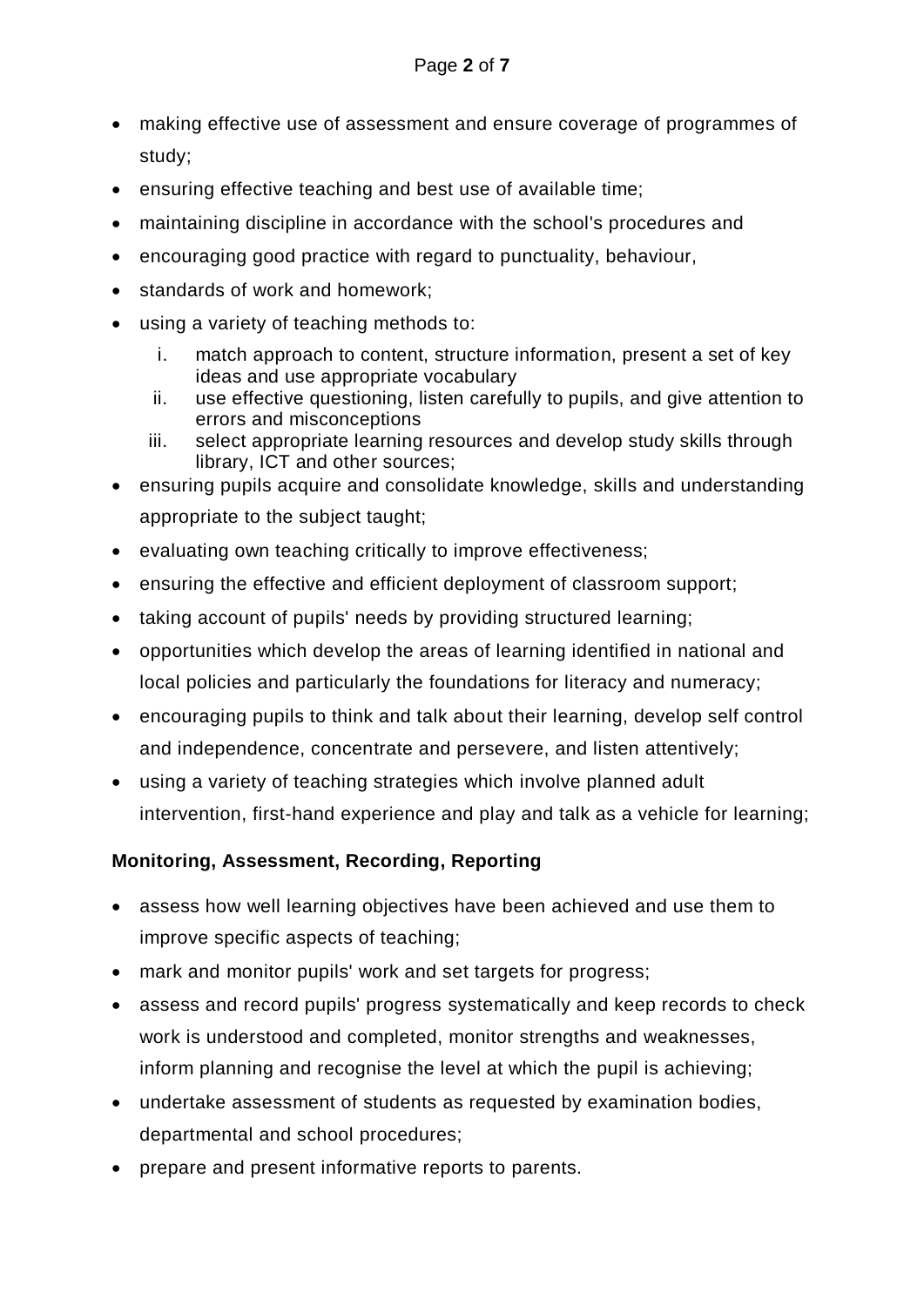- making effective use of assessment and ensure coverage of programmes of study;
- ensuring effective teaching and best use of available time;
- maintaining discipline in accordance with the school's procedures and
- encouraging good practice with regard to punctuality, behaviour,
- standards of work and homework;
- using a variety of teaching methods to:
    i. match approach to content, structure information, present a set of key ideas and use appropriate vocabulary
    ii. use effective questioning, listen carefully to pupils, and give attention to errors and misconceptions
    iii. select appropriate learning resources and develop study skills through library, ICT and other sources;
- ensuring pupils acquire and consolidate knowledge, skills and understanding appropriate to the subject taught;
- evaluating own teaching critically to improve effectiveness;
- ensuring the effective and efficient deployment of classroom support;
- taking account of pupils' needs by providing structured learning;
- opportunities which develop the areas of learning identified in national and local policies and particularly the foundations for literacy and numeracy;
- encouraging pupils to think and talk about their learning, develop self control and independence, concentrate and persevere, and listen attentively;
- using a variety of teaching strategies which involve planned adult intervention, first-hand experience and play and talk as a vehicle for learning;

**Monitoring, Assessment, Recording, Reporting**

- assess how well learning objectives have been achieved and use them to improve specific aspects of teaching;
- mark and monitor pupils' work and set targets for progress;
- assess and record pupils' progress systematically and keep records to check work is understood and completed, monitor strengths and weaknesses, inform planning and recognise the level at which the pupil is achieving;
- undertake assessment of students as requested by examination bodies, departmental and school procedures;
- prepare and present informative reports to parents.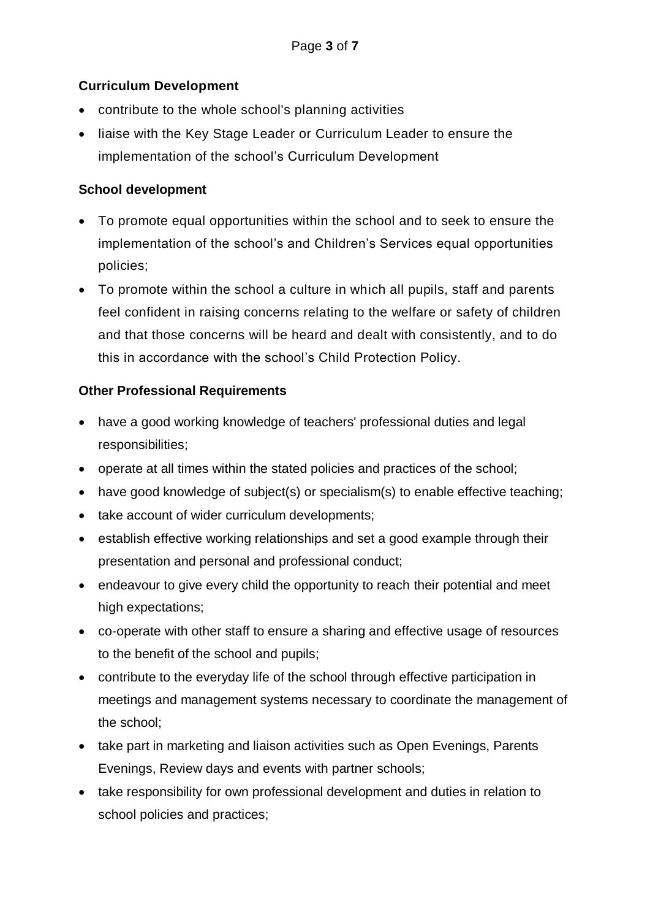**Curriculum Development**

- contribute to the whole school's planning activities
- liaise with the Key Stage Leader or Curriculum Leader to ensure the implementation of the school's Curriculum Development

**School development**

- To promote equal opportunities within the school and to seek to ensure the implementation of the school's and Children's Services equal opportunities policies;
- To promote within the school a culture in which all pupils, staff and parents feel confident in raising concerns relating to the welfare or safety of children and that those concerns will be heard and dealt with consistently, and to do this in accordance with the school's Child Protection Policy.

**Other Professional Requirements**

- have a good working knowledge of teachers' professional duties and legal responsibilities;
- operate at all times within the stated policies and practices of the school;
- have good knowledge of subject(s) or specialism(s) to enable effective teaching;
- take account of wider curriculum developments;
- establish effective working relationships and set a good example through their presentation and personal and professional conduct;
- endeavour to give every child the opportunity to reach their potential and meet high expectations;
- co-operate with other staff to ensure a sharing and effective usage of resources to the benefit of the school and pupils;
- contribute to the everyday life of the school through effective participation in meetings and management systems necessary to coordinate the management of the school;
- take part in marketing and liaison activities such as Open Evenings, Parents Evenings, Review days and events with partner schools;
- take responsibility for own professional development and duties in relation to school policies and practices;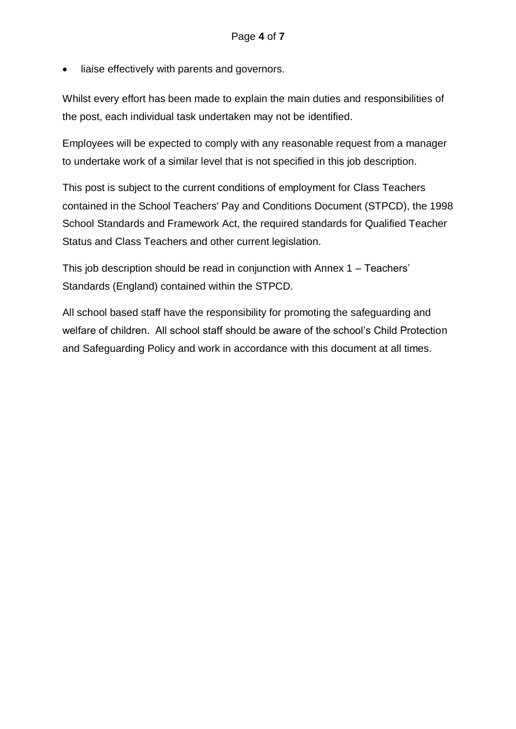- liaise effectively with parents and governors.

Whilst every effort has been made to explain the main duties and responsibilities of the post, each individual task undertaken may not be identified.

Employees will be expected to comply with any reasonable request from a manager to undertake work of a similar level that is not specified in this job description.

This post is subject to the current conditions of employment for Class Teachers contained in the School Teachers' Pay and Conditions Document (STPCD), the 1998 School Standards and Framework Act, the required standards for Qualified Teacher Status and Class Teachers and other current legislation.

This job description should be read in conjunction with Annex 1 – Teachers' Standards (England) contained within the STPCD.

All school based staff have the responsibility for promoting the safeguarding and welfare of children. All school staff should be aware of the school's Child Protection and Safeguarding Policy and work in accordance with this document at all times.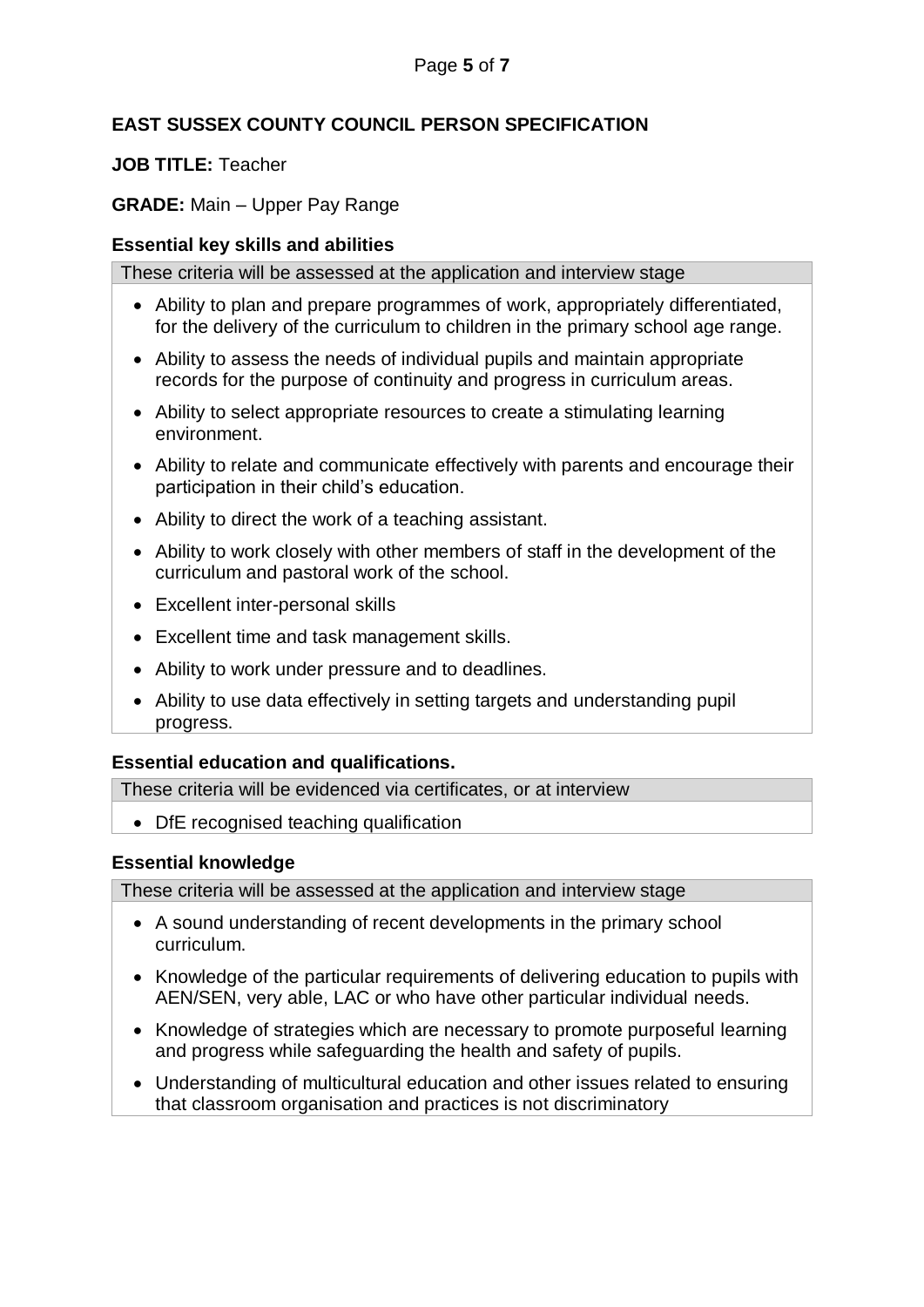**EAST SUSSEX COUNTY COUNCIL PERSON SPECIFICATION**

**JOB TITLE:** Teacher

**GRADE:** Main – Upper Pay Range

### Essential key skills and abilities

These criteria will be assessed at the application and interview stage

- Ability to plan and prepare programmes of work, appropriately differentiated, for the delivery of the curriculum to children in the primary school age range.
- Ability to assess the needs of individual pupils and maintain appropriate records for the purpose of continuity and progress in curriculum areas.
- Ability to select appropriate resources to create a stimulating learning environment.
- Ability to relate and communicate effectively with parents and encourage their participation in their child's education.
- Ability to direct the work of a teaching assistant.
- Ability to work closely with other members of staff in the development of the curriculum and pastoral work of the school.
- Excellent inter-personal skills
- Excellent time and task management skills.
- Ability to work under pressure and to deadlines.
- Ability to use data effectively in setting targets and understanding pupil progress.

### Essential education and qualifications.

These criteria will be evidenced via certificates, or at interview

- DfE recognised teaching qualification

### Essential knowledge

These criteria will be assessed at the application and interview stage

- A sound understanding of recent developments in the primary school curriculum.
- Knowledge of the particular requirements of delivering education to pupils with AEN/SEN, very able, LAC or who have other particular individual needs.
- Knowledge of strategies which are necessary to promote purposeful learning and progress while safeguarding the health and safety of pupils.
- Understanding of multicultural education and other issues related to ensuring that classroom organisation and practices is not discriminatory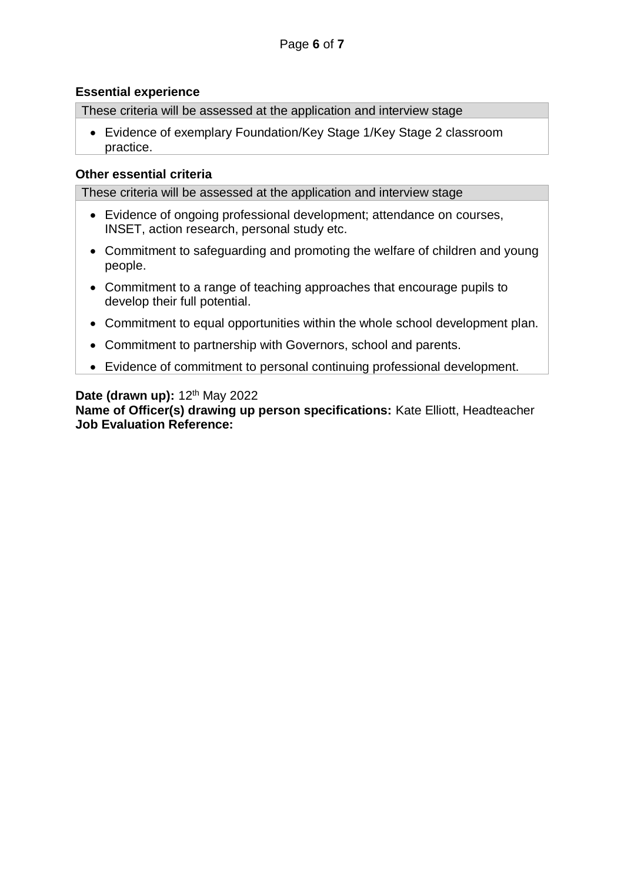**Essential experience**

These criteria will be assessed at the application and interview stage

- Evidence of exemplary Foundation/Key Stage 1/Key Stage 2 classroom practice.

**Other essential criteria**

These criteria will be assessed at the application and interview stage

- Evidence of ongoing professional development; attendance on courses, INSET, action research, personal study etc.
- Commitment to safeguarding and promoting the welfare of children and young people.
- Commitment to a range of teaching approaches that encourage pupils to develop their full potential.
- Commitment to equal opportunities within the whole school development plan.
- Commitment to partnership with Governors, school and parents.
- Evidence of commitment to personal continuing professional development.

**Date (drawn up):** 12th May 2022
**Name of Officer(s) drawing up person specifications:** Kate Elliott, Headteacher
**Job Evaluation Reference:**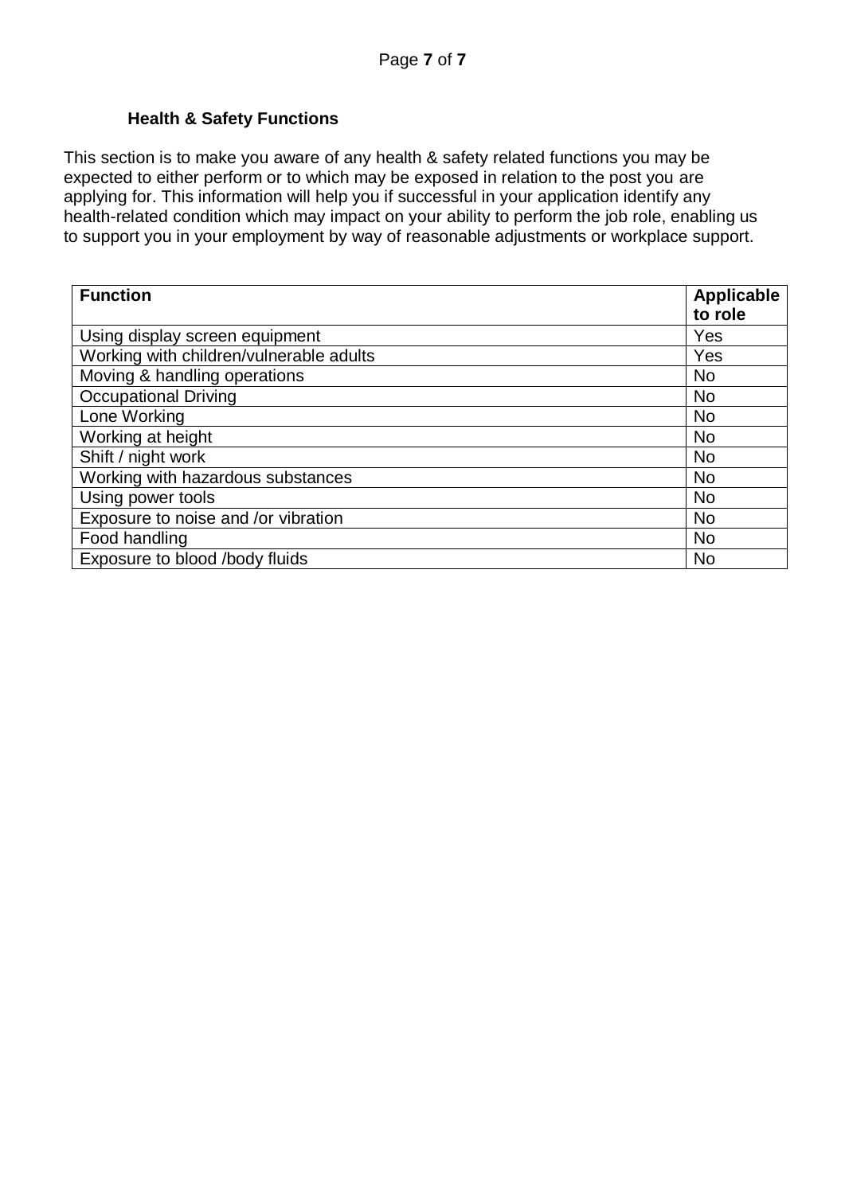### Health & Safety Functions

This section is to make you aware of any health & safety related functions you may be expected to either perform or to which may be exposed in relation to the post you are applying for. This information will help you if successful in your application identify any health-related condition which may impact on your ability to perform the job role, enabling us to support you in your employment by way of reasonable adjustments or workplace support.

| **Function** | **Applicable to role** |
|---|---|
| Using display screen equipment | Yes |
| Working with children/vulnerable adults | Yes |
| Moving & handling operations | No |
| Occupational Driving | No |
| Lone Working | No |
| Working at height | No |
| Shift / night work | No |
| Working with hazardous substances | No |
| Using power tools | No |
| Exposure to noise and /or vibration | No |
| Food handling | No |
| Exposure to blood /body fluids | No |